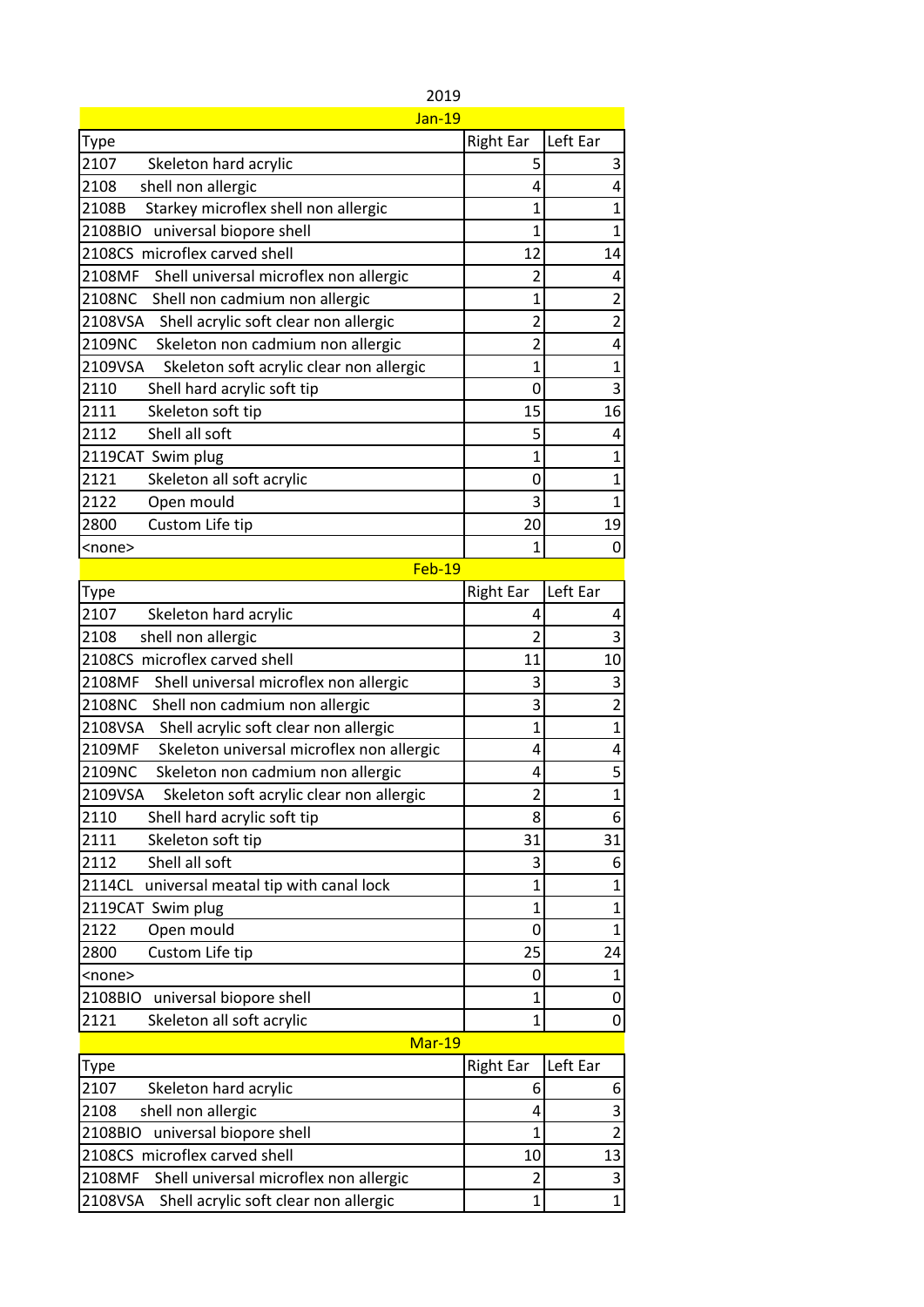2019

## Jan-19

| Type | Right Ear | Left Ear |
|---|---|---|
| 2107 Skeleton hard acrylic | 5 | 3 |
| 2108 shell non allergic | 4 | 4 |
| 2108B Starkey microflex shell non allergic | 1 | 1 |
| 2108BIO universal biopore shell | 1 | 1 |
| 2108CS microflex carved shell | 12 | 14 |
| 2108MF Shell universal microflex non allergic | 2 | 4 |
| 2108NC Shell non cadmium non allergic | 1 | 2 |
| 2108VSA Shell acrylic soft clear non allergic | 2 | 2 |
| 2109NC Skeleton non cadmium non allergic | 2 | 4 |
| 2109VSA Skeleton soft acrylic clear non allergic | 1 | 1 |
| 2110 Shell hard acrylic soft tip | 0 | 3 |
| 2111 Skeleton soft tip | 15 | 16 |
| 2112 Shell all soft | 5 | 4 |
| 2119CAT Swim plug | 1 | 1 |
| 2121 Skeleton all soft acrylic | 0 | 1 |
| 2122 Open mould | 3 | 1 |
| 2800 Custom Life tip | 20 | 19 |
| <none> | 1 | 0 |

## Feb-19

| Type | Right Ear | Left Ear |
|---|---|---|
| 2107 Skeleton hard acrylic | 4 | 4 |
| 2108 shell non allergic | 2 | 3 |
| 2108CS microflex carved shell | 11 | 10 |
| 2108MF Shell universal microflex non allergic | 3 | 3 |
| 2108NC Shell non cadmium non allergic | 3 | 2 |
| 2108VSA Shell acrylic soft clear non allergic | 1 | 1 |
| 2109MF Skeleton universal microflex non allergic | 4 | 4 |
| 2109NC Skeleton non cadmium non allergic | 4 | 5 |
| 2109VSA Skeleton soft acrylic clear non allergic | 2 | 1 |
| 2110 Shell hard acrylic soft tip | 8 | 6 |
| 2111 Skeleton soft tip | 31 | 31 |
| 2112 Shell all soft | 3 | 6 |
| 2114CL universal meatal tip with canal lock | 1 | 1 |
| 2119CAT Swim plug | 1 | 1 |
| 2122 Open mould | 0 | 1 |
| 2800 Custom Life tip | 25 | 24 |
| <none> | 0 | 1 |
| 2108BIO universal biopore shell | 1 | 0 |
| 2121 Skeleton all soft acrylic | 1 | 0 |

## Mar-19

| Type | Right Ear | Left Ear |
|---|---|---|
| 2107 Skeleton hard acrylic | 6 | 6 |
| 2108 shell non allergic | 4 | 3 |
| 2108BIO universal biopore shell | 1 | 2 |
| 2108CS microflex carved shell | 10 | 13 |
| 2108MF Shell universal microflex non allergic | 2 | 3 |
| 2108VSA Shell acrylic soft clear non allergic | 1 | 1 |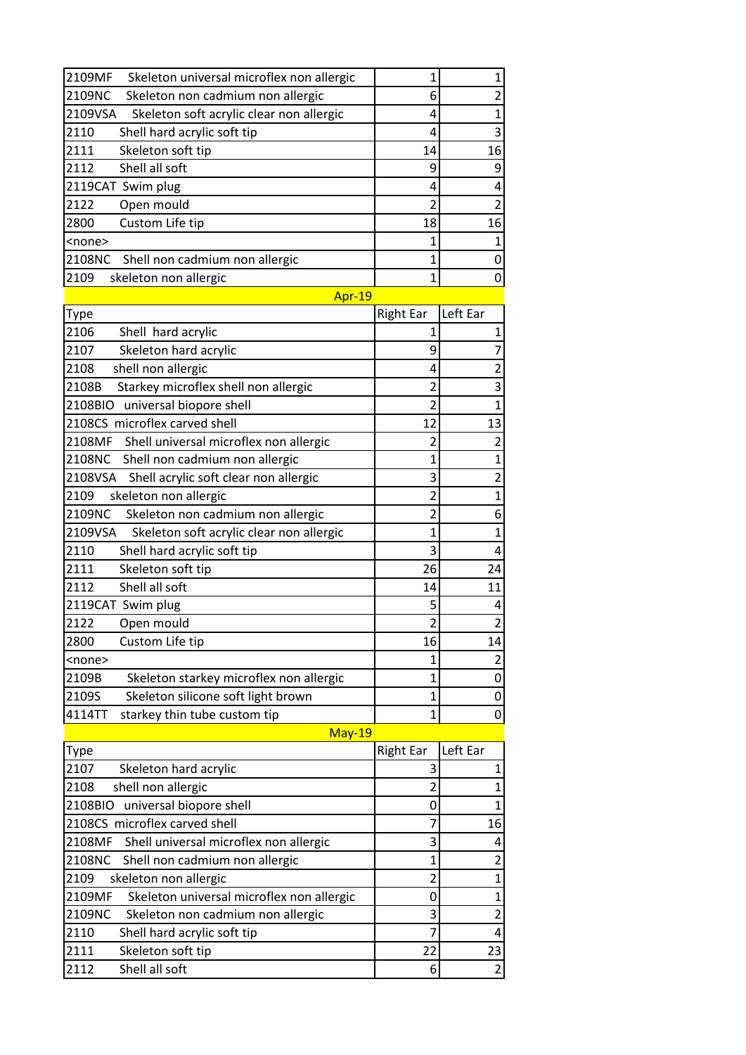| | | |
|---|---|---|
| 2109MF Skeleton universal microflex non allergic | 1 | 1 |
| 2109NC Skeleton non cadmium non allergic | 6 | 2 |
| 2109VSA Skeleton soft acrylic clear non allergic | 4 | 1 |
| 2110 Shell hard acrylic soft tip | 4 | 3 |
| 2111 Skeleton soft tip | 14 | 16 |
| 2112 Shell all soft | 9 | 9 |
| 2119CAT Swim plug | 4 | 4 |
| 2122 Open mould | 2 | 2 |
| 2800 Custom Life tip | 18 | 16 |
| <none> | 1 | 1 |
| 2108NC Shell non cadmium non allergic | 1 | 0 |
| 2109 skeleton non allergic | 1 | 0 |

| Apr-19 | | |
|---|---|---|
| Type | Right Ear | Left Ear |
| 2106 Shell hard acrylic | 1 | 1 |
| 2107 Skeleton hard acrylic | 9 | 7 |
| 2108 shell non allergic | 4 | 2 |
| 2108B Starkey microflex shell non allergic | 2 | 3 |
| 2108BIO universal biopore shell | 2 | 1 |
| 2108CS microflex carved shell | 12 | 13 |
| 2108MF Shell universal microflex non allergic | 2 | 2 |
| 2108NC Shell non cadmium non allergic | 1 | 1 |
| 2108VSA Shell acrylic soft clear non allergic | 3 | 2 |
| 2109 skeleton non allergic | 2 | 1 |
| 2109NC Skeleton non cadmium non allergic | 2 | 6 |
| 2109VSA Skeleton soft acrylic clear non allergic | 1 | 1 |
| 2110 Shell hard acrylic soft tip | 3 | 4 |
| 2111 Skeleton soft tip | 26 | 24 |
| 2112 Shell all soft | 14 | 11 |
| 2119CAT Swim plug | 5 | 4 |
| 2122 Open mould | 2 | 2 |
| 2800 Custom Life tip | 16 | 14 |
| <none> | 1 | 2 |
| 2109B Skeleton starkey microflex non allergic | 1 | 0 |
| 2109S Skeleton silicone soft light brown | 1 | 0 |
| 4114TT starkey thin tube custom tip | 1 | 0 |

| May-19 | | |
|---|---|---|
| Type | Right Ear | Left Ear |
| 2107 Skeleton hard acrylic | 3 | 1 |
| 2108 shell non allergic | 2 | 1 |
| 2108BIO universal biopore shell | 0 | 1 |
| 2108CS microflex carved shell | 7 | 16 |
| 2108MF Shell universal microflex non allergic | 3 | 4 |
| 2108NC Shell non cadmium non allergic | 1 | 2 |
| 2109 skeleton non allergic | 2 | 1 |
| 2109MF Skeleton universal microflex non allergic | 0 | 1 |
| 2109NC Skeleton non cadmium non allergic | 3 | 2 |
| 2110 Shell hard acrylic soft tip | 7 | 4 |
| 2111 Skeleton soft tip | 22 | 23 |
| 2112 Shell all soft | 6 | 2 |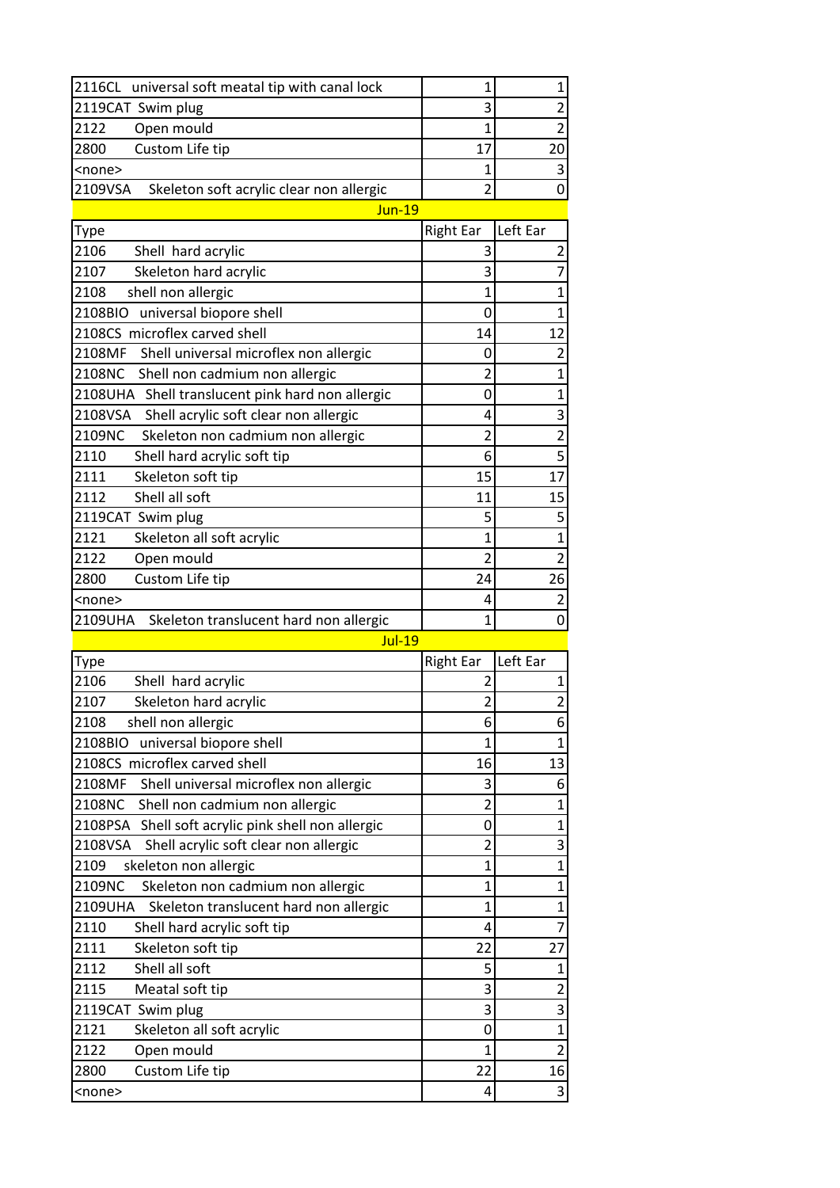| | | |
|---|---|---|
| 2116CL universal soft meatal tip with canal lock | 1 | 1 |
| 2119CAT Swim plug | 3 | 2 |
| 2122 Open mould | 1 | 2 |
| 2800 Custom Life tip | 17 | 20 |
| <none> | 1 | 3 |
| 2109VSA Skeleton soft acrylic clear non allergic | 2 | 0 |

**Jun-19**

| Type | Right Ear | Left Ear |
|---|---|---|
| 2106 Shell hard acrylic | 3 | 2 |
| 2107 Skeleton hard acrylic | 3 | 7 |
| 2108 shell non allergic | 1 | 1 |
| 2108BIO universal biopore shell | 0 | 1 |
| 2108CS microflex carved shell | 14 | 12 |
| 2108MF Shell universal microflex non allergic | 0 | 2 |
| 2108NC Shell non cadmium non allergic | 2 | 1 |
| 2108UHA Shell translucent pink hard non allergic | 0 | 1 |
| 2108VSA Shell acrylic soft clear non allergic | 4 | 3 |
| 2109NC Skeleton non cadmium non allergic | 2 | 2 |
| 2110 Shell hard acrylic soft tip | 6 | 5 |
| 2111 Skeleton soft tip | 15 | 17 |
| 2112 Shell all soft | 11 | 15 |
| 2119CAT Swim plug | 5 | 5 |
| 2121 Skeleton all soft acrylic | 1 | 1 |
| 2122 Open mould | 2 | 2 |
| 2800 Custom Life tip | 24 | 26 |
| <none> | 4 | 2 |
| 2109UHA Skeleton translucent hard non allergic | 1 | 0 |

**Jul-19**

| Type | Right Ear | Left Ear |
|---|---|---|
| 2106 Shell hard acrylic | 2 | 1 |
| 2107 Skeleton hard acrylic | 2 | 2 |
| 2108 shell non allergic | 6 | 6 |
| 2108BIO universal biopore shell | 1 | 1 |
| 2108CS microflex carved shell | 16 | 13 |
| 2108MF Shell universal microflex non allergic | 3 | 6 |
| 2108NC Shell non cadmium non allergic | 2 | 1 |
| 2108PSA Shell soft acrylic pink shell non allergic | 0 | 1 |
| 2108VSA Shell acrylic soft clear non allergic | 2 | 3 |
| 2109 skeleton non allergic | 1 | 1 |
| 2109NC Skeleton non cadmium non allergic | 1 | 1 |
| 2109UHA Skeleton translucent hard non allergic | 1 | 1 |
| 2110 Shell hard acrylic soft tip | 4 | 7 |
| 2111 Skeleton soft tip | 22 | 27 |
| 2112 Shell all soft | 5 | 1 |
| 2115 Meatal soft tip | 3 | 2 |
| 2119CAT Swim plug | 3 | 3 |
| 2121 Skeleton all soft acrylic | 0 | 1 |
| 2122 Open mould | 1 | 2 |
| 2800 Custom Life tip | 22 | 16 |
| <none> | 4 | 3 |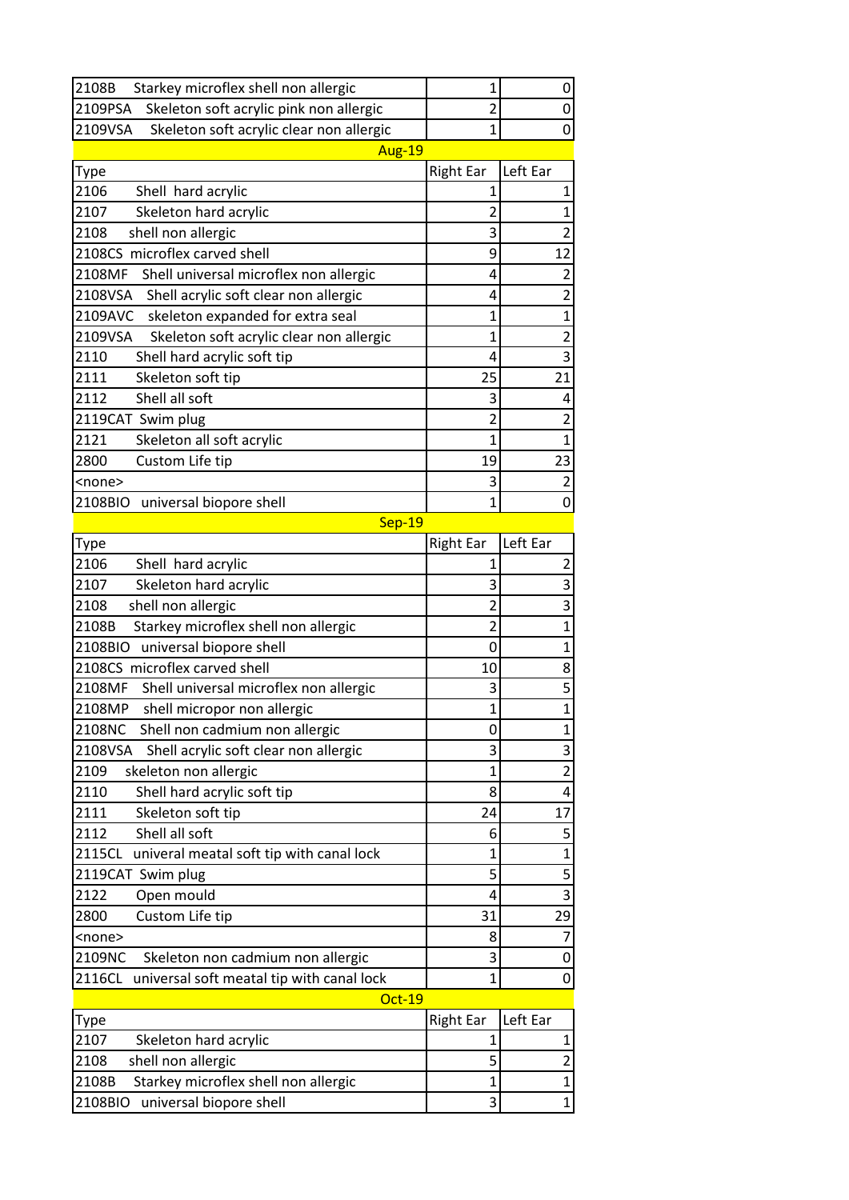| 2108B Starkey microflex shell non allergic | 1 | 0 |
|---|---|---|
| 2109PSA Skeleton soft acrylic pink non allergic | 2 | 0 |
| 2109VSA Skeleton soft acrylic clear non allergic | 1 | 0 |

**Aug-19**

| Type | Right Ear | Left Ear |
|---|---|---|
| 2106 Shell hard acrylic | 1 | 1 |
| 2107 Skeleton hard acrylic | 2 | 1 |
| 2108 shell non allergic | 3 | 2 |
| 2108CS microflex carved shell | 9 | 12 |
| 2108MF Shell universal microflex non allergic | 4 | 2 |
| 2108VSA Shell acrylic soft clear non allergic | 4 | 2 |
| 2109AVC skeleton expanded for extra seal | 1 | 1 |
| 2109VSA Skeleton soft acrylic clear non allergic | 1 | 2 |
| 2110 Shell hard acrylic soft tip | 4 | 3 |
| 2111 Skeleton soft tip | 25 | 21 |
| 2112 Shell all soft | 3 | 4 |
| 2119CAT Swim plug | 2 | 2 |
| 2121 Skeleton all soft acrylic | 1 | 1 |
| 2800 Custom Life tip | 19 | 23 |
| <none> | 3 | 2 |
| 2108BIO universal biopore shell | 1 | 0 |

**Sep-19**

| Type | Right Ear | Left Ear |
|---|---|---|
| 2106 Shell hard acrylic | 1 | 2 |
| 2107 Skeleton hard acrylic | 3 | 3 |
| 2108 shell non allergic | 2 | 3 |
| 2108B Starkey microflex shell non allergic | 2 | 1 |
| 2108BIO universal biopore shell | 0 | 1 |
| 2108CS microflex carved shell | 10 | 8 |
| 2108MF Shell universal microflex non allergic | 3 | 5 |
| 2108MP shell micropor non allergic | 1 | 1 |
| 2108NC Shell non cadmium non allergic | 0 | 1 |
| 2108VSA Shell acrylic soft clear non allergic | 3 | 3 |
| 2109 skeleton non allergic | 1 | 2 |
| 2110 Shell hard acrylic soft tip | 8 | 4 |
| 2111 Skeleton soft tip | 24 | 17 |
| 2112 Shell all soft | 6 | 5 |
| 2115CL univeral meatal soft tip with canal lock | 1 | 1 |
| 2119CAT Swim plug | 5 | 5 |
| 2122 Open mould | 4 | 3 |
| 2800 Custom Life tip | 31 | 29 |
| <none> | 8 | 7 |
| 2109NC Skeleton non cadmium non allergic | 3 | 0 |
| 2116CL universal soft meatal tip with canal lock | 1 | 0 |

**Oct-19**

| Type | Right Ear | Left Ear |
|---|---|---|
| 2107 Skeleton hard acrylic | 1 | 1 |
| 2108 shell non allergic | 5 | 2 |
| 2108B Starkey microflex shell non allergic | 1 | 1 |
| 2108BIO universal biopore shell | 3 | 1 |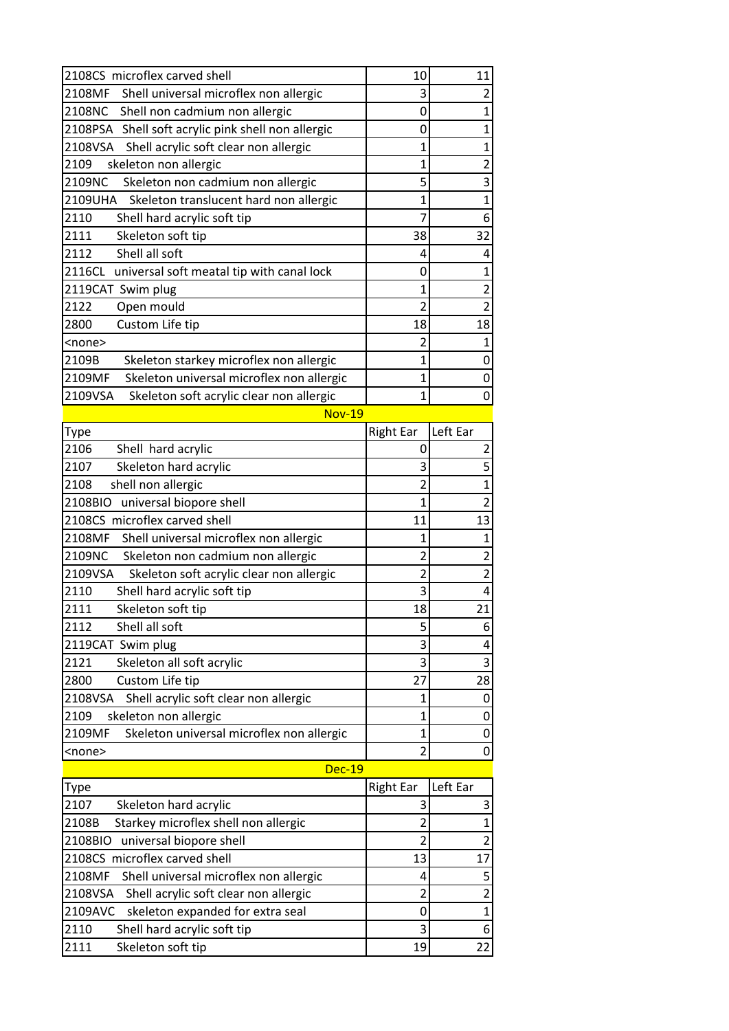| 2108CS microflex carved shell | 10 | 11 |
|---|---|---|
| 2108MF Shell universal microflex non allergic | 3 | 2 |
| 2108NC Shell non cadmium non allergic | 0 | 1 |
| 2108PSA Shell soft acrylic pink shell non allergic | 0 | 1 |
| 2108VSA Shell acrylic soft clear non allergic | 1 | 1 |
| 2109 skeleton non allergic | 1 | 2 |
| 2109NC Skeleton non cadmium non allergic | 5 | 3 |
| 2109UHA Skeleton translucent hard non allergic | 1 | 1 |
| 2110 Shell hard acrylic soft tip | 7 | 6 |
| 2111 Skeleton soft tip | 38 | 32 |
| 2112 Shell all soft | 4 | 4 |
| 2116CL universal soft meatal tip with canal lock | 0 | 1 |
| 2119CAT Swim plug | 1 | 2 |
| 2122 Open mould | 2 | 2 |
| 2800 Custom Life tip | 18 | 18 |
| <none> | 2 | 1 |
| 2109B Skeleton starkey microflex non allergic | 1 | 0 |
| 2109MF Skeleton universal microflex non allergic | 1 | 0 |
| 2109VSA Skeleton soft acrylic clear non allergic | 1 | 0 |

**Nov-19**

| Type | Right Ear | Left Ear |
|---|---|---|
| 2106 Shell hard acrylic | 0 | 2 |
| 2107 Skeleton hard acrylic | 3 | 5 |
| 2108 shell non allergic | 2 | 1 |
| 2108BIO universal biopore shell | 1 | 2 |
| 2108CS microflex carved shell | 11 | 13 |
| 2108MF Shell universal microflex non allergic | 1 | 1 |
| 2109NC Skeleton non cadmium non allergic | 2 | 2 |
| 2109VSA Skeleton soft acrylic clear non allergic | 2 | 2 |
| 2110 Shell hard acrylic soft tip | 3 | 4 |
| 2111 Skeleton soft tip | 18 | 21 |
| 2112 Shell all soft | 5 | 6 |
| 2119CAT Swim plug | 3 | 4 |
| 2121 Skeleton all soft acrylic | 3 | 3 |
| 2800 Custom Life tip | 27 | 28 |
| 2108VSA Shell acrylic soft clear non allergic | 1 | 0 |
| 2109 skeleton non allergic | 1 | 0 |
| 2109MF Skeleton universal microflex non allergic | 1 | 0 |
| <none> | 2 | 0 |

**Dec-19**

| Type | Right Ear | Left Ear |
|---|---|---|
| 2107 Skeleton hard acrylic | 3 | 3 |
| 2108B Starkey microflex shell non allergic | 2 | 1 |
| 2108BIO universal biopore shell | 2 | 2 |
| 2108CS microflex carved shell | 13 | 17 |
| 2108MF Shell universal microflex non allergic | 4 | 5 |
| 2108VSA Shell acrylic soft clear non allergic | 2 | 2 |
| 2109AVC skeleton expanded for extra seal | 0 | 1 |
| 2110 Shell hard acrylic soft tip | 3 | 6 |
| 2111 Skeleton soft tip | 19 | 22 |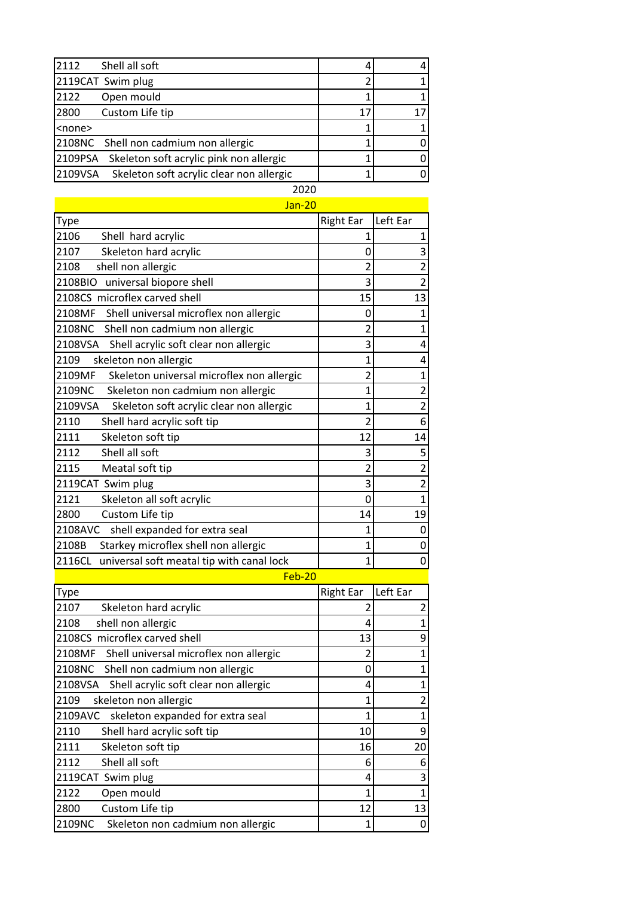| | | |
|---|---|---|
| 2112 Shell all soft | 4 | 4 |
| 2119CAT Swim plug | 2 | 1 |
| 2122 Open mould | 1 | 1 |
| 2800 Custom Life tip | 17 | 17 |
| <none> | 1 | 1 |
| 2108NC Shell non cadmium non allergic | 1 | 0 |
| 2109PSA Skeleton soft acrylic pink non allergic | 1 | 0 |
| 2109VSA Skeleton soft acrylic clear non allergic | 1 | 0 |

2020

**Jan-20**

| Type | Right Ear | Left Ear |
|---|---|---|
| 2106 Shell hard acrylic | 1 | 1 |
| 2107 Skeleton hard acrylic | 0 | 3 |
| 2108 shell non allergic | 2 | 2 |
| 2108BIO universal biopore shell | 3 | 2 |
| 2108CS microflex carved shell | 15 | 13 |
| 2108MF Shell universal microflex non allergic | 0 | 1 |
| 2108NC Shell non cadmium non allergic | 2 | 1 |
| 2108VSA Shell acrylic soft clear non allergic | 3 | 4 |
| 2109 skeleton non allergic | 1 | 4 |
| 2109MF Skeleton universal microflex non allergic | 2 | 1 |
| 2109NC Skeleton non cadmium non allergic | 1 | 2 |
| 2109VSA Skeleton soft acrylic clear non allergic | 1 | 2 |
| 2110 Shell hard acrylic soft tip | 2 | 6 |
| 2111 Skeleton soft tip | 12 | 14 |
| 2112 Shell all soft | 3 | 5 |
| 2115 Meatal soft tip | 2 | 2 |
| 2119CAT Swim plug | 3 | 2 |
| 2121 Skeleton all soft acrylic | 0 | 1 |
| 2800 Custom Life tip | 14 | 19 |
| 2108AVC shell expanded for extra seal | 1 | 0 |
| 2108B Starkey microflex shell non allergic | 1 | 0 |
| 2116CL universal soft meatal tip with canal lock | 1 | 0 |

**Feb-20**

| Type | Right Ear | Left Ear |
|---|---|---|
| 2107 Skeleton hard acrylic | 2 | 2 |
| 2108 shell non allergic | 4 | 1 |
| 2108CS microflex carved shell | 13 | 9 |
| 2108MF Shell universal microflex non allergic | 2 | 1 |
| 2108NC Shell non cadmium non allergic | 0 | 1 |
| 2108VSA Shell acrylic soft clear non allergic | 4 | 1 |
| 2109 skeleton non allergic | 1 | 2 |
| 2109AVC skeleton expanded for extra seal | 1 | 1 |
| 2110 Shell hard acrylic soft tip | 10 | 9 |
| 2111 Skeleton soft tip | 16 | 20 |
| 2112 Shell all soft | 6 | 6 |
| 2119CAT Swim plug | 4 | 3 |
| 2122 Open mould | 1 | 1 |
| 2800 Custom Life tip | 12 | 13 |
| 2109NC Skeleton non cadmium non allergic | 1 | 0 |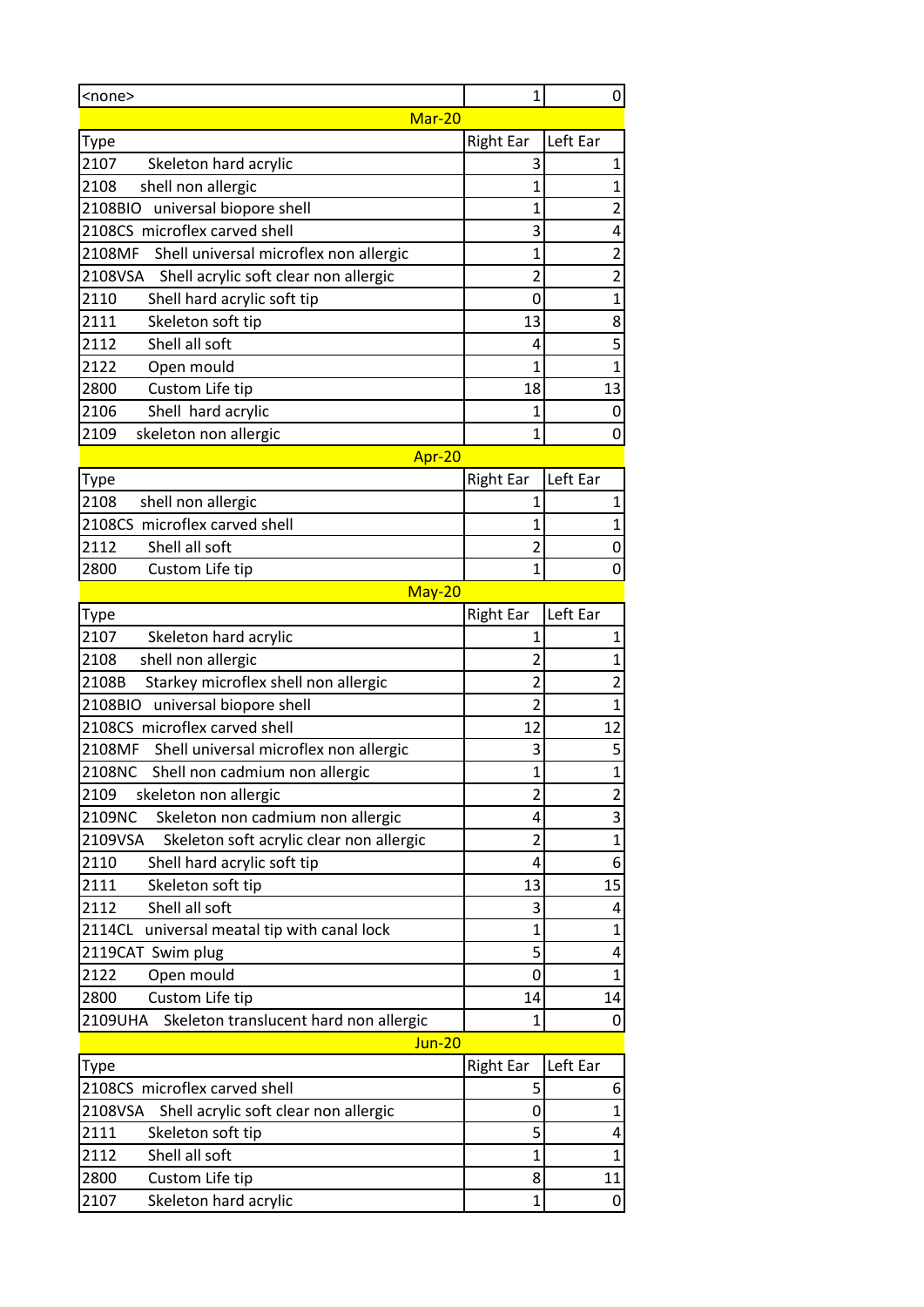| <none> | 1 | 0 |
|---|---|---|
| **Mar-20** | | |
| Type | Right Ear | Left Ear |
| 2107 Skeleton hard acrylic | 3 | 1 |
| 2108 shell non allergic | 1 | 1 |
| 2108BIO universal biopore shell | 1 | 2 |
| 2108CS microflex carved shell | 3 | 4 |
| 2108MF Shell universal microflex non allergic | 1 | 2 |
| 2108VSA Shell acrylic soft clear non allergic | 2 | 2 |
| 2110 Shell hard acrylic soft tip | 0 | 1 |
| 2111 Skeleton soft tip | 13 | 8 |
| 2112 Shell all soft | 4 | 5 |
| 2122 Open mould | 1 | 1 |
| 2800 Custom Life tip | 18 | 13 |
| 2106 Shell hard acrylic | 1 | 0 |
| 2109 skeleton non allergic | 1 | 0 |
| **Apr-20** | | |
| Type | Right Ear | Left Ear |
| 2108 shell non allergic | 1 | 1 |
| 2108CS microflex carved shell | 1 | 1 |
| 2112 Shell all soft | 2 | 0 |
| 2800 Custom Life tip | 1 | 0 |
| **May-20** | | |
| Type | Right Ear | Left Ear |
| 2107 Skeleton hard acrylic | 1 | 1 |
| 2108 shell non allergic | 2 | 1 |
| 2108B Starkey microflex shell non allergic | 2 | 2 |
| 2108BIO universal biopore shell | 2 | 1 |
| 2108CS microflex carved shell | 12 | 12 |
| 2108MF Shell universal microflex non allergic | 3 | 5 |
| 2108NC Shell non cadmium non allergic | 1 | 1 |
| 2109 skeleton non allergic | 2 | 2 |
| 2109NC Skeleton non cadmium non allergic | 4 | 3 |
| 2109VSA Skeleton soft acrylic clear non allergic | 2 | 1 |
| 2110 Shell hard acrylic soft tip | 4 | 6 |
| 2111 Skeleton soft tip | 13 | 15 |
| 2112 Shell all soft | 3 | 4 |
| 2114CL universal meatal tip with canal lock | 1 | 1 |
| 2119CAT Swim plug | 5 | 4 |
| 2122 Open mould | 0 | 1 |
| 2800 Custom Life tip | 14 | 14 |
| 2109UHA Skeleton translucent hard non allergic | 1 | 0 |
| **Jun-20** | | |
| Type | Right Ear | Left Ear |
| 2108CS microflex carved shell | 5 | 6 |
| 2108VSA Shell acrylic soft clear non allergic | 0 | 1 |
| 2111 Skeleton soft tip | 5 | 4 |
| 2112 Shell all soft | 1 | 1 |
| 2800 Custom Life tip | 8 | 11 |
| 2107 Skeleton hard acrylic | 1 | 0 |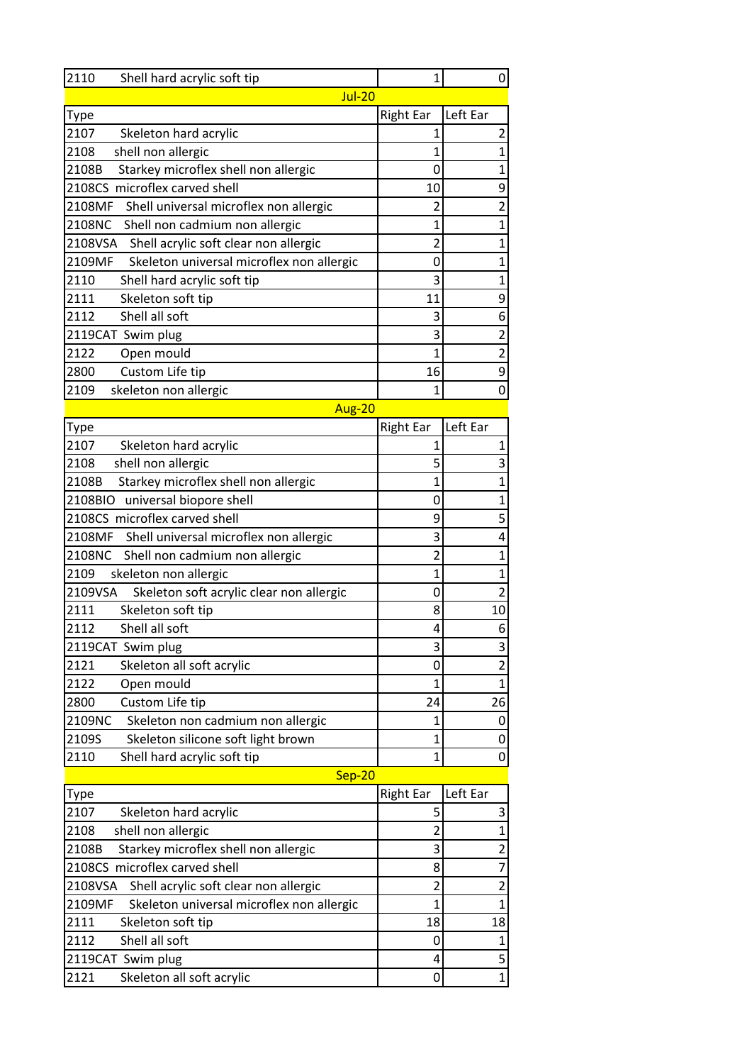| Type | Right Ear | Left Ear |
|---|---|---|
| 2110 Shell hard acrylic soft tip | 1 | 0 |
| **Jul-20** | | |
| Type | Right Ear | Left Ear |
| 2107 Skeleton hard acrylic | 1 | 2 |
| 2108 shell non allergic | 1 | 1 |
| 2108B Starkey microflex shell non allergic | 0 | 1 |
| 2108CS microflex carved shell | 10 | 9 |
| 2108MF Shell universal microflex non allergic | 2 | 2 |
| 2108NC Shell non cadmium non allergic | 1 | 1 |
| 2108VSA Shell acrylic soft clear non allergic | 2 | 1 |
| 2109MF Skeleton universal microflex non allergic | 0 | 1 |
| 2110 Shell hard acrylic soft tip | 3 | 1 |
| 2111 Skeleton soft tip | 11 | 9 |
| 2112 Shell all soft | 3 | 6 |
| 2119CAT Swim plug | 3 | 2 |
| 2122 Open mould | 1 | 2 |
| 2800 Custom Life tip | 16 | 9 |
| 2109 skeleton non allergic | 1 | 0 |
| **Aug-20** | | |
| Type | Right Ear | Left Ear |
| 2107 Skeleton hard acrylic | 1 | 1 |
| 2108 shell non allergic | 5 | 3 |
| 2108B Starkey microflex shell non allergic | 1 | 1 |
| 2108BIO universal biopore shell | 0 | 1 |
| 2108CS microflex carved shell | 9 | 5 |
| 2108MF Shell universal microflex non allergic | 3 | 4 |
| 2108NC Shell non cadmium non allergic | 2 | 1 |
| 2109 skeleton non allergic | 1 | 1 |
| 2109VSA Skeleton soft acrylic clear non allergic | 0 | 2 |
| 2111 Skeleton soft tip | 8 | 10 |
| 2112 Shell all soft | 4 | 6 |
| 2119CAT Swim plug | 3 | 3 |
| 2121 Skeleton all soft acrylic | 0 | 2 |
| 2122 Open mould | 1 | 1 |
| 2800 Custom Life tip | 24 | 26 |
| 2109NC Skeleton non cadmium non allergic | 1 | 0 |
| 2109S Skeleton silicone soft light brown | 1 | 0 |
| 2110 Shell hard acrylic soft tip | 1 | 0 |
| **Sep-20** | | |
| Type | Right Ear | Left Ear |
| 2107 Skeleton hard acrylic | 5 | 3 |
| 2108 shell non allergic | 2 | 1 |
| 2108B Starkey microflex shell non allergic | 3 | 2 |
| 2108CS microflex carved shell | 8 | 7 |
| 2108VSA Shell acrylic soft clear non allergic | 2 | 2 |
| 2109MF Skeleton universal microflex non allergic | 1 | 1 |
| 2111 Skeleton soft tip | 18 | 18 |
| 2112 Shell all soft | 0 | 1 |
| 2119CAT Swim plug | 4 | 5 |
| 2121 Skeleton all soft acrylic | 0 | 1 |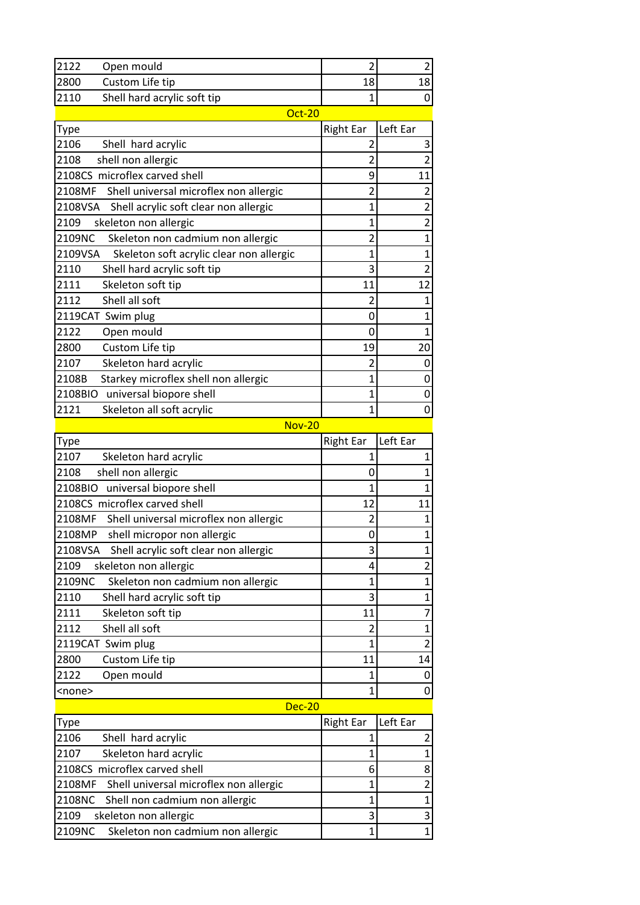| | | |
|---|---|---|
| 2122 Open mould | 2 | 2 |
| 2800 Custom Life tip | 18 | 18 |
| 2110 Shell hard acrylic soft tip | 1 | 0 |

**Oct-20**

| Type | Right Ear | Left Ear |
|---|---|---|
| 2106 Shell hard acrylic | 2 | 3 |
| 2108 shell non allergic | 2 | 2 |
| 2108CS microflex carved shell | 9 | 11 |
| 2108MF Shell universal microflex non allergic | 2 | 2 |
| 2108VSA Shell acrylic soft clear non allergic | 1 | 2 |
| 2109 skeleton non allergic | 1 | 2 |
| 2109NC Skeleton non cadmium non allergic | 2 | 1 |
| 2109VSA Skeleton soft acrylic clear non allergic | 1 | 1 |
| 2110 Shell hard acrylic soft tip | 3 | 2 |
| 2111 Skeleton soft tip | 11 | 12 |
| 2112 Shell all soft | 2 | 1 |
| 2119CAT Swim plug | 0 | 1 |
| 2122 Open mould | 0 | 1 |
| 2800 Custom Life tip | 19 | 20 |
| 2107 Skeleton hard acrylic | 2 | 0 |
| 2108B Starkey microflex shell non allergic | 1 | 0 |
| 2108BIO universal biopore shell | 1 | 0 |
| 2121 Skeleton all soft acrylic | 1 | 0 |

**Nov-20**

| Type | Right Ear | Left Ear |
|---|---|---|
| 2107 Skeleton hard acrylic | 1 | 1 |
| 2108 shell non allergic | 0 | 1 |
| 2108BIO universal biopore shell | 1 | 1 |
| 2108CS microflex carved shell | 12 | 11 |
| 2108MF Shell universal microflex non allergic | 2 | 1 |
| 2108MP shell micropor non allergic | 0 | 1 |
| 2108VSA Shell acrylic soft clear non allergic | 3 | 1 |
| 2109 skeleton non allergic | 4 | 2 |
| 2109NC Skeleton non cadmium non allergic | 1 | 1 |
| 2110 Shell hard acrylic soft tip | 3 | 1 |
| 2111 Skeleton soft tip | 11 | 7 |
| 2112 Shell all soft | 2 | 1 |
| 2119CAT Swim plug | 1 | 2 |
| 2800 Custom Life tip | 11 | 14 |
| 2122 Open mould | 1 | 0 |
| <none> | 1 | 0 |

**Dec-20**

| Type | Right Ear | Left Ear |
|---|---|---|
| 2106 Shell hard acrylic | 1 | 2 |
| 2107 Skeleton hard acrylic | 1 | 1 |
| 2108CS microflex carved shell | 6 | 8 |
| 2108MF Shell universal microflex non allergic | 1 | 2 |
| 2108NC Shell non cadmium non allergic | 1 | 1 |
| 2109 skeleton non allergic | 3 | 3 |
| 2109NC Skeleton non cadmium non allergic | 1 | 1 |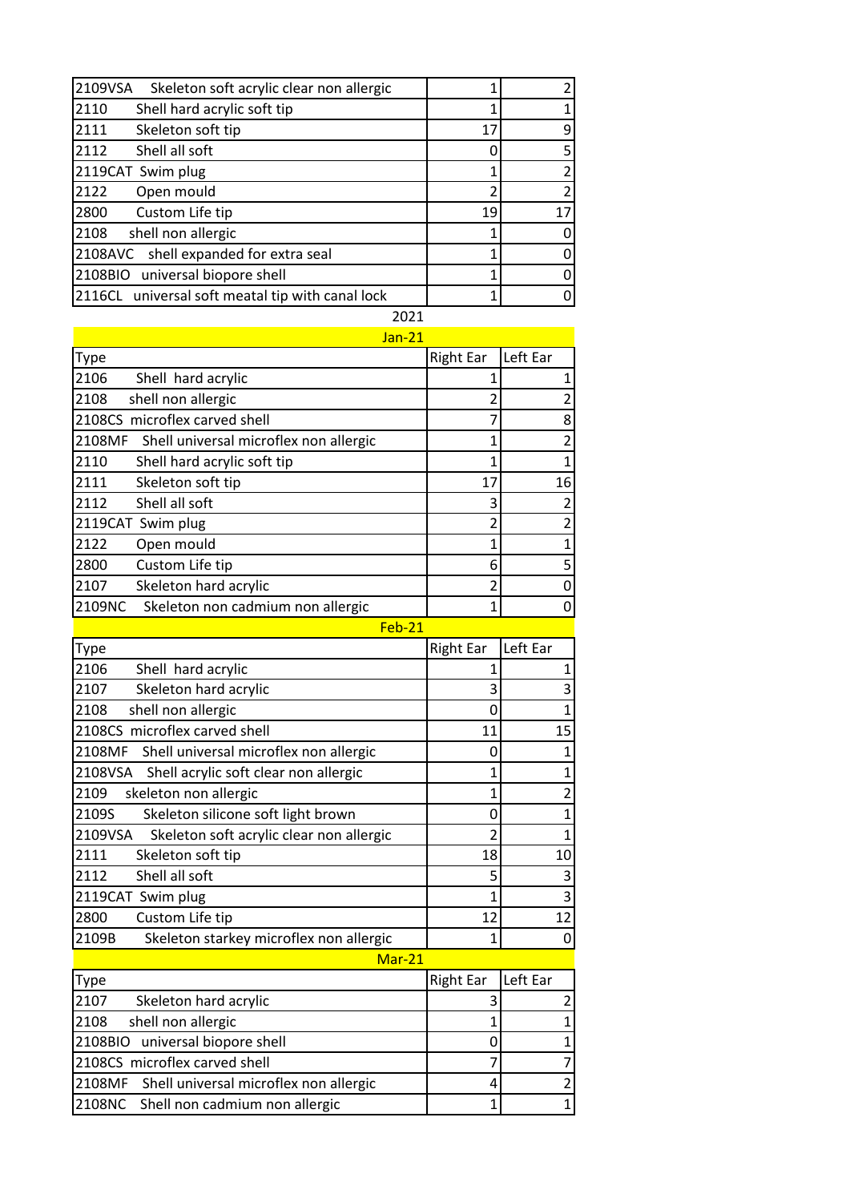| | | |
|---|---|---|
| 2109VSA Skeleton soft acrylic clear non allergic | 1 | 2 |
| 2110 Shell hard acrylic soft tip | 1 | 1 |
| 2111 Skeleton soft tip | 17 | 9 |
| 2112 Shell all soft | 0 | 5 |
| 2119CAT Swim plug | 1 | 2 |
| 2122 Open mould | 2 | 2 |
| 2800 Custom Life tip | 19 | 17 |
| 2108 shell non allergic | 1 | 0 |
| 2108AVC shell expanded for extra seal | 1 | 0 |
| 2108BIO universal biopore shell | 1 | 0 |
| 2116CL universal soft meatal tip with canal lock | 1 | 0 |

## 2021

### Jan-21

| Type | Right Ear | Left Ear |
|---|---|---|
| 2106 Shell hard acrylic | 1 | 1 |
| 2108 shell non allergic | 2 | 2 |
| 2108CS microflex carved shell | 7 | 8 |
| 2108MF Shell universal microflex non allergic | 1 | 2 |
| 2110 Shell hard acrylic soft tip | 1 | 1 |
| 2111 Skeleton soft tip | 17 | 16 |
| 2112 Shell all soft | 3 | 2 |
| 2119CAT Swim plug | 2 | 2 |
| 2122 Open mould | 1 | 1 |
| 2800 Custom Life tip | 6 | 5 |
| 2107 Skeleton hard acrylic | 2 | 0 |
| 2109NC Skeleton non cadmium non allergic | 1 | 0 |

### Feb-21

| Type | Right Ear | Left Ear |
|---|---|---|
| 2106 Shell hard acrylic | 1 | 1 |
| 2107 Skeleton hard acrylic | 3 | 3 |
| 2108 shell non allergic | 0 | 1 |
| 2108CS microflex carved shell | 11 | 15 |
| 2108MF Shell universal microflex non allergic | 0 | 1 |
| 2108VSA Shell acrylic soft clear non allergic | 1 | 1 |
| 2109 skeleton non allergic | 1 | 2 |
| 2109S Skeleton silicone soft light brown | 0 | 1 |
| 2109VSA Skeleton soft acrylic clear non allergic | 2 | 1 |
| 2111 Skeleton soft tip | 18 | 10 |
| 2112 Shell all soft | 5 | 3 |
| 2119CAT Swim plug | 1 | 3 |
| 2800 Custom Life tip | 12 | 12 |
| 2109B Skeleton starkey microflex non allergic | 1 | 0 |

### Mar-21

| Type | Right Ear | Left Ear |
|---|---|---|
| 2107 Skeleton hard acrylic | 3 | 2 |
| 2108 shell non allergic | 1 | 1 |
| 2108BIO universal biopore shell | 0 | 1 |
| 2108CS microflex carved shell | 7 | 7 |
| 2108MF Shell universal microflex non allergic | 4 | 2 |
| 2108NC Shell non cadmium non allergic | 1 | 1 |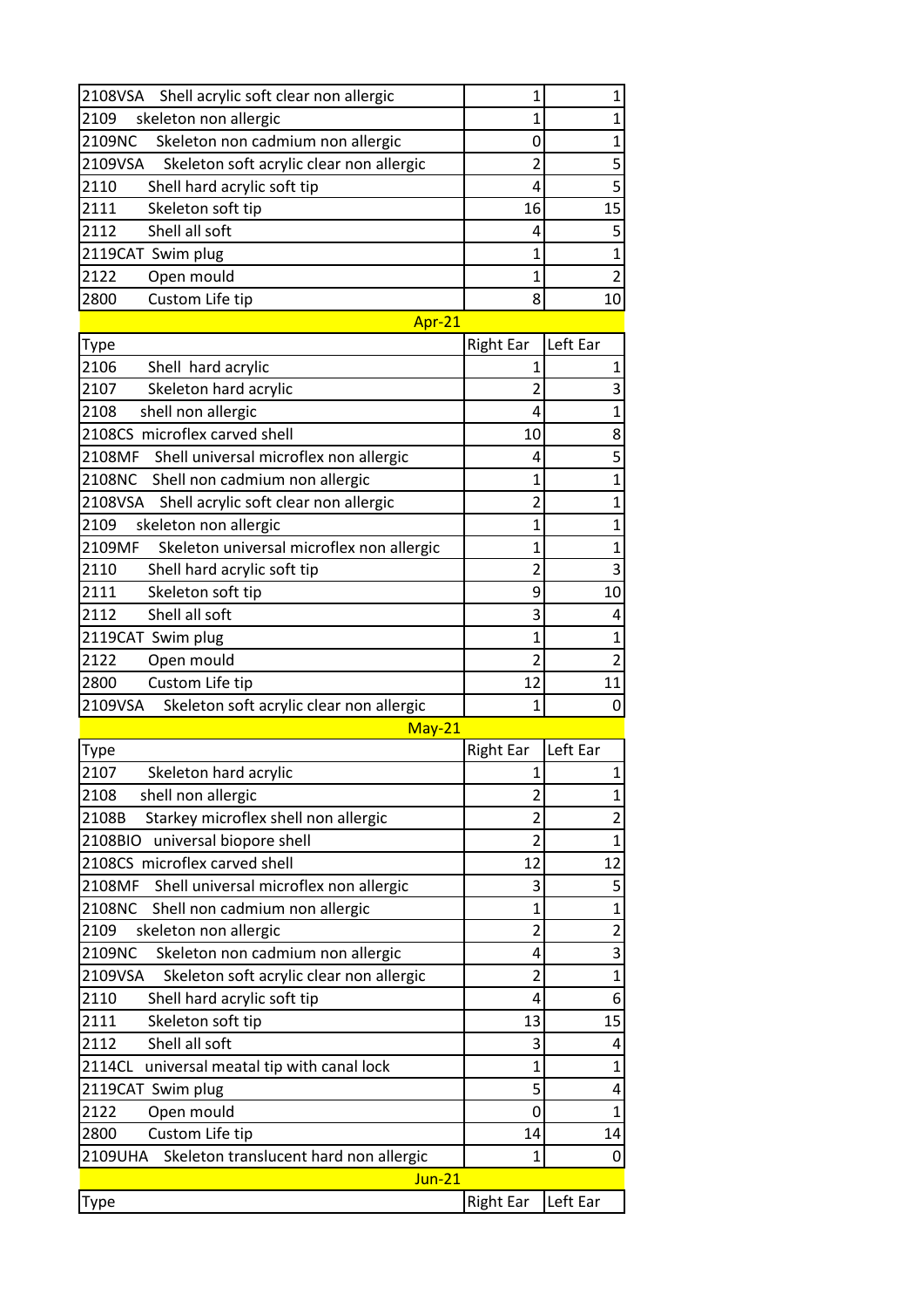| | | |
|---|---|---|
| 2108VSA Shell acrylic soft clear non allergic | 1 | 1 |
| 2109 skeleton non allergic | 1 | 1 |
| 2109NC Skeleton non cadmium non allergic | 0 | 1 |
| 2109VSA Skeleton soft acrylic clear non allergic | 2 | 5 |
| 2110 Shell hard acrylic soft tip | 4 | 5 |
| 2111 Skeleton soft tip | 16 | 15 |
| 2112 Shell all soft | 4 | 5 |
| 2119CAT Swim plug | 1 | 1 |
| 2122 Open mould | 1 | 2 |
| 2800 Custom Life tip | 8 | 10 |

**Apr-21**

| Type | Right Ear | Left Ear |
|---|---|---|
| 2106 Shell hard acrylic | 1 | 1 |
| 2107 Skeleton hard acrylic | 2 | 3 |
| 2108 shell non allergic | 4 | 1 |
| 2108CS microflex carved shell | 10 | 8 |
| 2108MF Shell universal microflex non allergic | 4 | 5 |
| 2108NC Shell non cadmium non allergic | 1 | 1 |
| 2108VSA Shell acrylic soft clear non allergic | 2 | 1 |
| 2109 skeleton non allergic | 1 | 1 |
| 2109MF Skeleton universal microflex non allergic | 1 | 1 |
| 2110 Shell hard acrylic soft tip | 2 | 3 |
| 2111 Skeleton soft tip | 9 | 10 |
| 2112 Shell all soft | 3 | 4 |
| 2119CAT Swim plug | 1 | 1 |
| 2122 Open mould | 2 | 2 |
| 2800 Custom Life tip | 12 | 11 |
| 2109VSA Skeleton soft acrylic clear non allergic | 1 | 0 |

**May-21**

| Type | Right Ear | Left Ear |
|---|---|---|
| 2107 Skeleton hard acrylic | 1 | 1 |
| 2108 shell non allergic | 2 | 1 |
| 2108B Starkey microflex shell non allergic | 2 | 2 |
| 2108BIO universal biopore shell | 2 | 1 |
| 2108CS microflex carved shell | 12 | 12 |
| 2108MF Shell universal microflex non allergic | 3 | 5 |
| 2108NC Shell non cadmium non allergic | 1 | 1 |
| 2109 skeleton non allergic | 2 | 2 |
| 2109NC Skeleton non cadmium non allergic | 4 | 3 |
| 2109VSA Skeleton soft acrylic clear non allergic | 2 | 1 |
| 2110 Shell hard acrylic soft tip | 4 | 6 |
| 2111 Skeleton soft tip | 13 | 15 |
| 2112 Shell all soft | 3 | 4 |
| 2114CL universal meatal tip with canal lock | 1 | 1 |
| 2119CAT Swim plug | 5 | 4 |
| 2122 Open mould | 0 | 1 |
| 2800 Custom Life tip | 14 | 14 |
| 2109UHA Skeleton translucent hard non allergic | 1 | 0 |

**Jun-21**

| Type | Right Ear | Left Ear |
|---|---|---|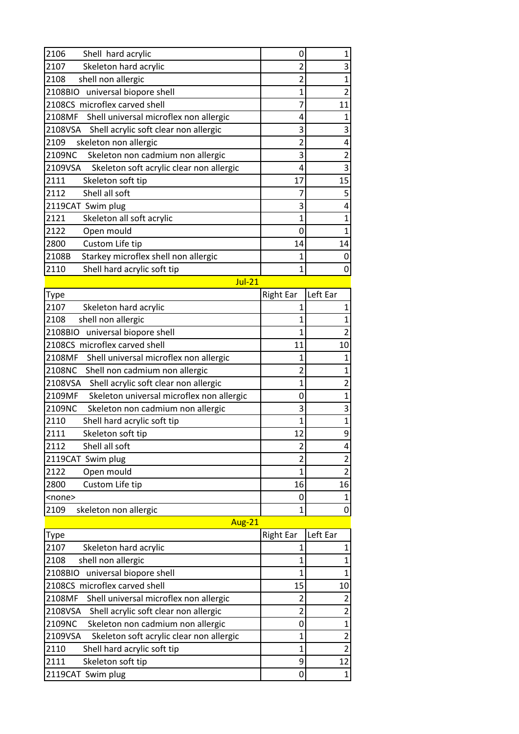| | | |
|---|---|---|
| 2106 Shell hard acrylic | 0 | 1 |
| 2107 Skeleton hard acrylic | 2 | 3 |
| 2108 shell non allergic | 2 | 1 |
| 2108BIO universal biopore shell | 1 | 2 |
| 2108CS microflex carved shell | 7 | 11 |
| 2108MF Shell universal microflex non allergic | 4 | 1 |
| 2108VSA Shell acrylic soft clear non allergic | 3 | 3 |
| 2109 skeleton non allergic | 2 | 4 |
| 2109NC Skeleton non cadmium non allergic | 3 | 2 |
| 2109VSA Skeleton soft acrylic clear non allergic | 4 | 3 |
| 2111 Skeleton soft tip | 17 | 15 |
| 2112 Shell all soft | 7 | 5 |
| 2119CAT Swim plug | 3 | 4 |
| 2121 Skeleton all soft acrylic | 1 | 1 |
| 2122 Open mould | 0 | 1 |
| 2800 Custom Life tip | 14 | 14 |
| 2108B Starkey microflex shell non allergic | 1 | 0 |
| 2110 Shell hard acrylic soft tip | 1 | 0 |

**Jul-21**

| Type | Right Ear | Left Ear |
|---|---|---|
| 2107 Skeleton hard acrylic | 1 | 1 |
| 2108 shell non allergic | 1 | 1 |
| 2108BIO universal biopore shell | 1 | 2 |
| 2108CS microflex carved shell | 11 | 10 |
| 2108MF Shell universal microflex non allergic | 1 | 1 |
| 2108NC Shell non cadmium non allergic | 2 | 1 |
| 2108VSA Shell acrylic soft clear non allergic | 1 | 2 |
| 2109MF Skeleton universal microflex non allergic | 0 | 1 |
| 2109NC Skeleton non cadmium non allergic | 3 | 3 |
| 2110 Shell hard acrylic soft tip | 1 | 1 |
| 2111 Skeleton soft tip | 12 | 9 |
| 2112 Shell all soft | 2 | 4 |
| 2119CAT Swim plug | 2 | 2 |
| 2122 Open mould | 1 | 2 |
| 2800 Custom Life tip | 16 | 16 |
| <none> | 0 | 1 |
| 2109 skeleton non allergic | 1 | 0 |

**Aug-21**

| Type | Right Ear | Left Ear |
|---|---|---|
| 2107 Skeleton hard acrylic | 1 | 1 |
| 2108 shell non allergic | 1 | 1 |
| 2108BIO universal biopore shell | 1 | 1 |
| 2108CS microflex carved shell | 15 | 10 |
| 2108MF Shell universal microflex non allergic | 2 | 2 |
| 2108VSA Shell acrylic soft clear non allergic | 2 | 2 |
| 2109NC Skeleton non cadmium non allergic | 0 | 1 |
| 2109VSA Skeleton soft acrylic clear non allergic | 1 | 2 |
| 2110 Shell hard acrylic soft tip | 1 | 2 |
| 2111 Skeleton soft tip | 9 | 12 |
| 2119CAT Swim plug | 0 | 1 |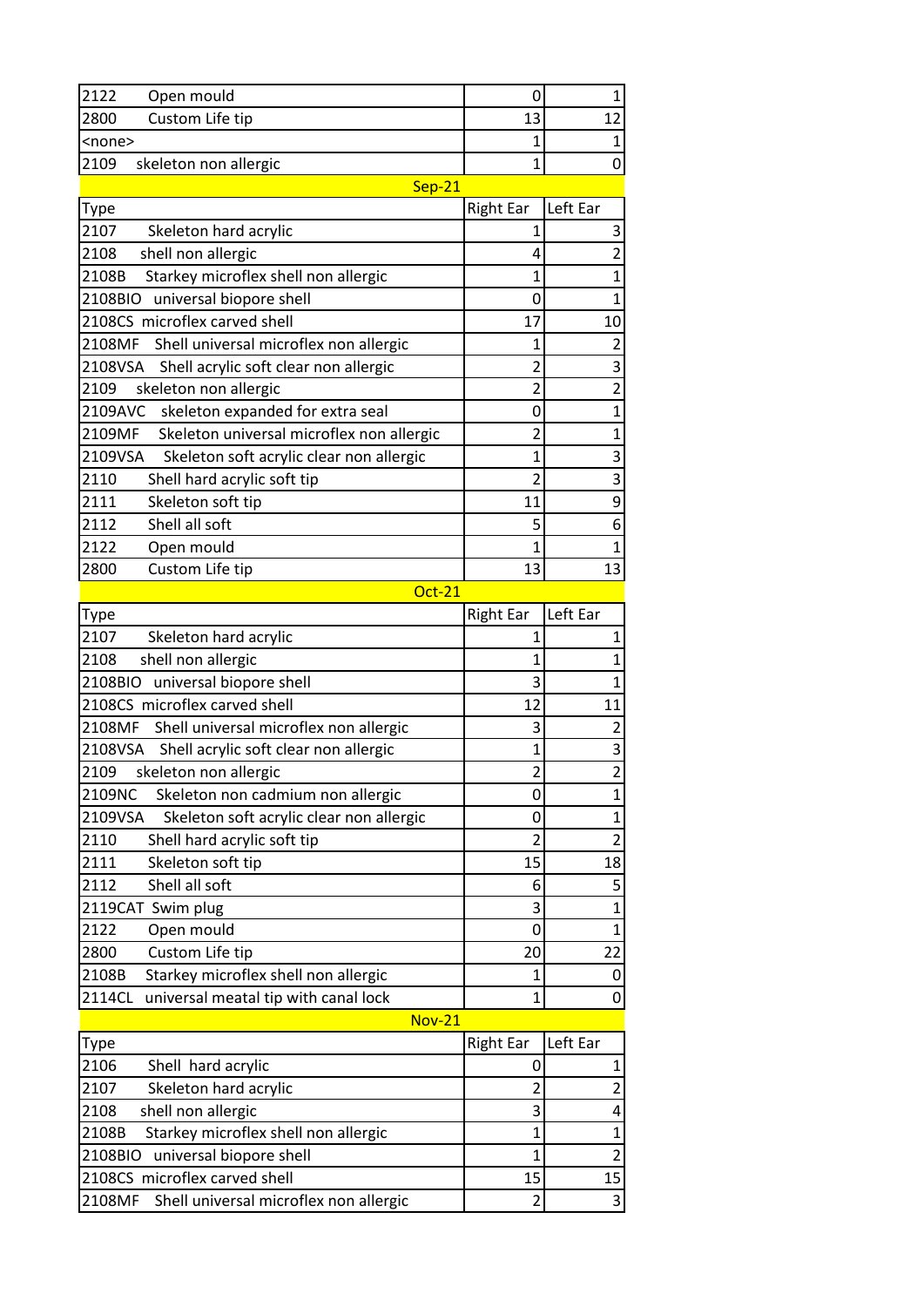| | | |
|---|---|---|
| 2122 Open mould | 0 | 1 |
| 2800 Custom Life tip | 13 | 12 |
| <none> | 1 | 1 |
| 2109 skeleton non allergic | 1 | 0 |

**Sep-21**

| Type | Right Ear | Left Ear |
|---|---|---|
| 2107 Skeleton hard acrylic | 1 | 3 |
| 2108 shell non allergic | 4 | 2 |
| 2108B Starkey microflex shell non allergic | 1 | 1 |
| 2108BIO universal biopore shell | 0 | 1 |
| 2108CS microflex carved shell | 17 | 10 |
| 2108MF Shell universal microflex non allergic | 1 | 2 |
| 2108VSA Shell acrylic soft clear non allergic | 2 | 3 |
| 2109 skeleton non allergic | 2 | 2 |
| 2109AVC skeleton expanded for extra seal | 0 | 1 |
| 2109MF Skeleton universal microflex non allergic | 2 | 1 |
| 2109VSA Skeleton soft acrylic clear non allergic | 1 | 3 |
| 2110 Shell hard acrylic soft tip | 2 | 3 |
| 2111 Skeleton soft tip | 11 | 9 |
| 2112 Shell all soft | 5 | 6 |
| 2122 Open mould | 1 | 1 |
| 2800 Custom Life tip | 13 | 13 |

**Oct-21**

| Type | Right Ear | Left Ear |
|---|---|---|
| 2107 Skeleton hard acrylic | 1 | 1 |
| 2108 shell non allergic | 1 | 1 |
| 2108BIO universal biopore shell | 3 | 1 |
| 2108CS microflex carved shell | 12 | 11 |
| 2108MF Shell universal microflex non allergic | 3 | 2 |
| 2108VSA Shell acrylic soft clear non allergic | 1 | 3 |
| 2109 skeleton non allergic | 2 | 2 |
| 2109NC Skeleton non cadmium non allergic | 0 | 1 |
| 2109VSA Skeleton soft acrylic clear non allergic | 0 | 1 |
| 2110 Shell hard acrylic soft tip | 2 | 2 |
| 2111 Skeleton soft tip | 15 | 18 |
| 2112 Shell all soft | 6 | 5 |
| 2119CAT Swim plug | 3 | 1 |
| 2122 Open mould | 0 | 1 |
| 2800 Custom Life tip | 20 | 22 |
| 2108B Starkey microflex shell non allergic | 1 | 0 |
| 2114CL universal meatal tip with canal lock | 1 | 0 |

**Nov-21**

| Type | Right Ear | Left Ear |
|---|---|---|
| 2106 Shell hard acrylic | 0 | 1 |
| 2107 Skeleton hard acrylic | 2 | 2 |
| 2108 shell non allergic | 3 | 4 |
| 2108B Starkey microflex shell non allergic | 1 | 1 |
| 2108BIO universal biopore shell | 1 | 2 |
| 2108CS microflex carved shell | 15 | 15 |
| 2108MF Shell universal microflex non allergic | 2 | 3 |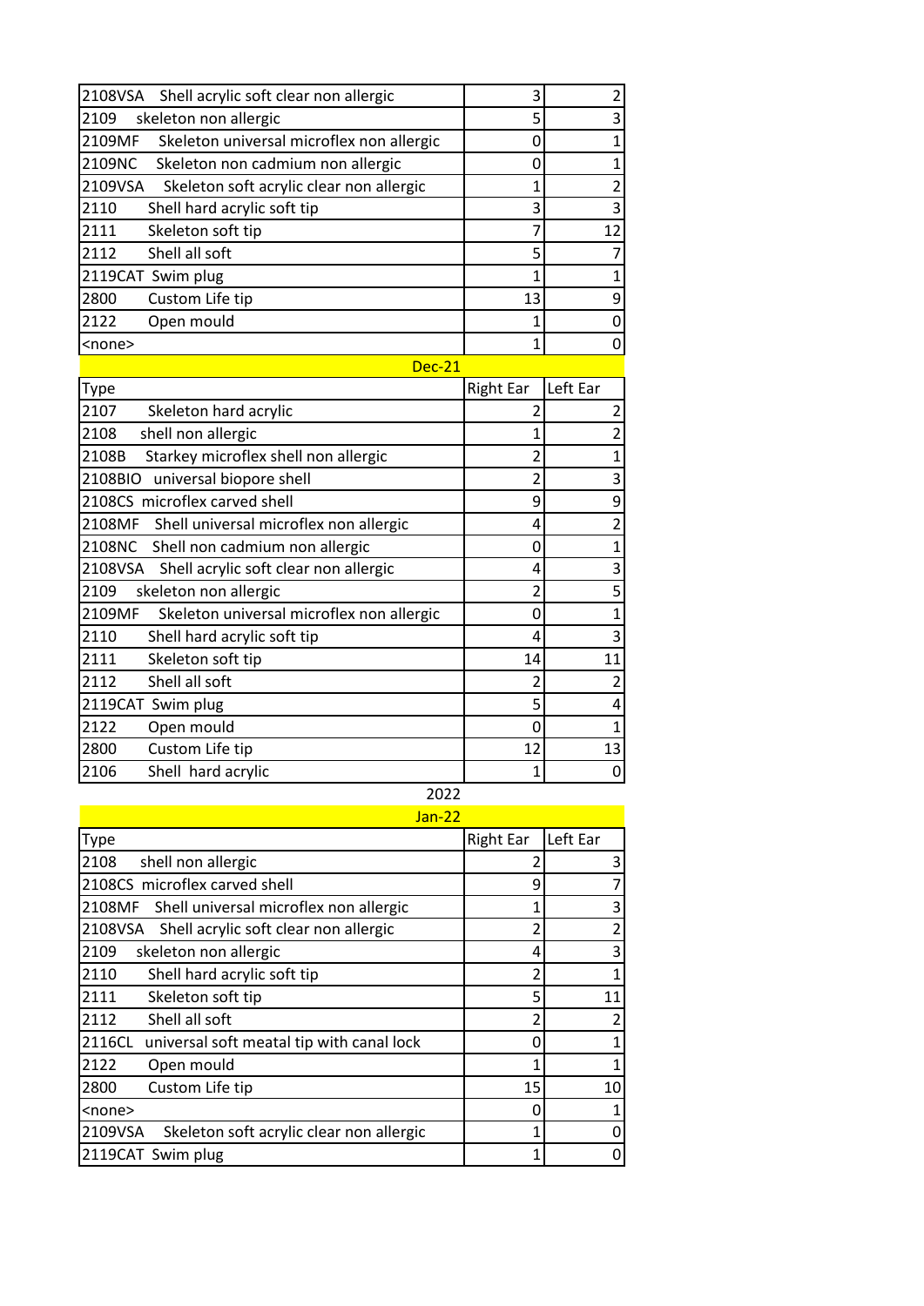| | | |
|---|---|---|
| 2108VSA Shell acrylic soft clear non allergic | 3 | 2 |
| 2109 skeleton non allergic | 5 | 3 |
| 2109MF Skeleton universal microflex non allergic | 0 | 1 |
| 2109NC Skeleton non cadmium non allergic | 0 | 1 |
| 2109VSA Skeleton soft acrylic clear non allergic | 1 | 2 |
| 2110 Shell hard acrylic soft tip | 3 | 3 |
| 2111 Skeleton soft tip | 7 | 12 |
| 2112 Shell all soft | 5 | 7 |
| 2119CAT Swim plug | 1 | 1 |
| 2800 Custom Life tip | 13 | 9 |
| 2122 Open mould | 1 | 0 |
| <none> | 1 | 0 |

**Dec-21**

| Type | Right Ear | Left Ear |
|---|---|---|
| 2107 Skeleton hard acrylic | 2 | 2 |
| 2108 shell non allergic | 1 | 2 |
| 2108B Starkey microflex shell non allergic | 2 | 1 |
| 2108BIO universal biopore shell | 2 | 3 |
| 2108CS microflex carved shell | 9 | 9 |
| 2108MF Shell universal microflex non allergic | 4 | 2 |
| 2108NC Shell non cadmium non allergic | 0 | 1 |
| 2108VSA Shell acrylic soft clear non allergic | 4 | 3 |
| 2109 skeleton non allergic | 2 | 5 |
| 2109MF Skeleton universal microflex non allergic | 0 | 1 |
| 2110 Shell hard acrylic soft tip | 4 | 3 |
| 2111 Skeleton soft tip | 14 | 11 |
| 2112 Shell all soft | 2 | 2 |
| 2119CAT Swim plug | 5 | 4 |
| 2122 Open mould | 0 | 1 |
| 2800 Custom Life tip | 12 | 13 |
| 2106 Shell hard acrylic | 1 | 0 |

2022

**Jan-22**

| Type | Right Ear | Left Ear |
|---|---|---|
| 2108 shell non allergic | 2 | 3 |
| 2108CS microflex carved shell | 9 | 7 |
| 2108MF Shell universal microflex non allergic | 1 | 3 |
| 2108VSA Shell acrylic soft clear non allergic | 2 | 2 |
| 2109 skeleton non allergic | 4 | 3 |
| 2110 Shell hard acrylic soft tip | 2 | 1 |
| 2111 Skeleton soft tip | 5 | 11 |
| 2112 Shell all soft | 2 | 2 |
| 2116CL universal soft meatal tip with canal lock | 0 | 1 |
| 2122 Open mould | 1 | 1 |
| 2800 Custom Life tip | 15 | 10 |
| <none> | 0 | 1 |
| 2109VSA Skeleton soft acrylic clear non allergic | 1 | 0 |
| 2119CAT Swim plug | 1 | 0 |